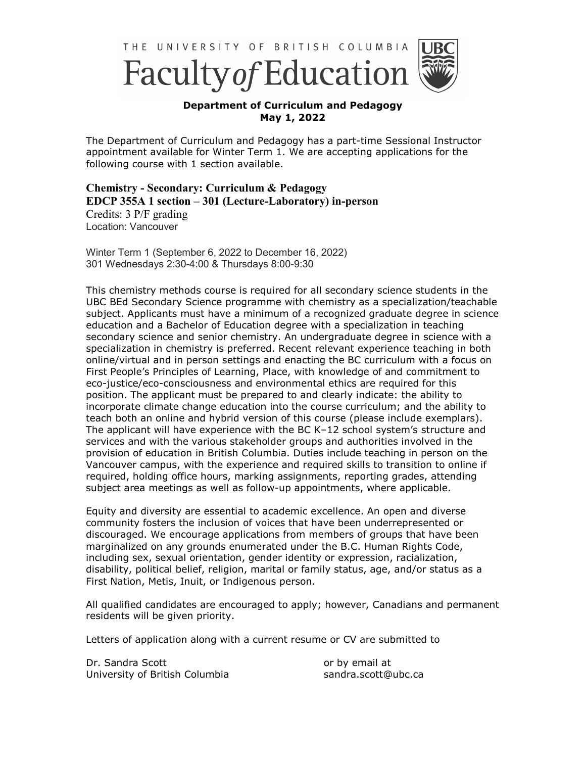THE UNIVERSITY OF BRITISH COLUMBIA

# Faculty of Education

**Department of Curriculum and Pedagogy**
**May 1, 2022**

The Department of Curriculum and Pedagogy has a part-time Sessional Instructor appointment available for Winter Term 1. We are accepting applications for the following course with 1 section available.

**Chemistry - Secondary: Curriculum & Pedagogy**
**EDCP 355A 1 section – 301 (Lecture-Laboratory) in-person**
Credits: 3 P/F grading
Location: Vancouver

Winter Term 1 (September 6, 2022 to December 16, 2022)
301 Wednesdays 2:30-4:00 & Thursdays 8:00-9:30

This chemistry methods course is required for all secondary science students in the UBC BEd Secondary Science programme with chemistry as a specialization/teachable subject. Applicants must have a minimum of a recognized graduate degree in science education and a Bachelor of Education degree with a specialization in teaching secondary science and senior chemistry. An undergraduate degree in science with a specialization in chemistry is preferred. Recent relevant experience teaching in both online/virtual and in person settings and enacting the BC curriculum with a focus on First People's Principles of Learning, Place, with knowledge of and commitment to eco-justice/eco-consciousness and environmental ethics are required for this position. The applicant must be prepared to and clearly indicate: the ability to incorporate climate change education into the course curriculum; and the ability to teach both an online and hybrid version of this course (please include exemplars). The applicant will have experience with the BC K–12 school system's structure and services and with the various stakeholder groups and authorities involved in the provision of education in British Columbia. Duties include teaching in person on the Vancouver campus, with the experience and required skills to transition to online if required, holding office hours, marking assignments, reporting grades, attending subject area meetings as well as follow-up appointments, where applicable.

Equity and diversity are essential to academic excellence. An open and diverse community fosters the inclusion of voices that have been underrepresented or discouraged. We encourage applications from members of groups that have been marginalized on any grounds enumerated under the B.C. Human Rights Code, including sex, sexual orientation, gender identity or expression, racialization, disability, political belief, religion, marital or family status, age, and/or status as a First Nation, Metis, Inuit, or Indigenous person.

All qualified candidates are encouraged to apply; however, Canadians and permanent residents will be given priority.

Letters of application along with a current resume or CV are submitted to

Dr. Sandra Scott
University of British Columbia

or by email at
sandra.scott@ubc.ca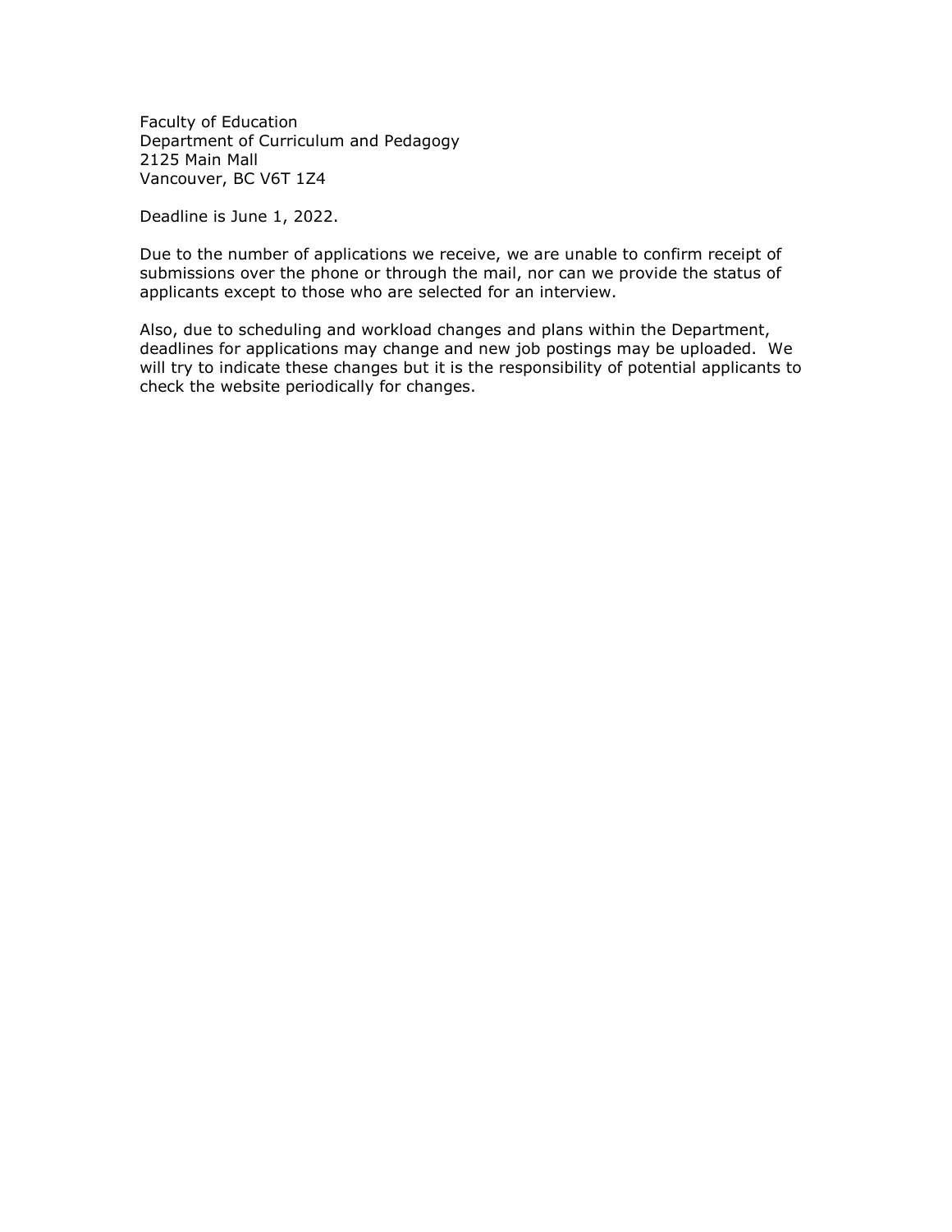Faculty of Education
Department of Curriculum and Pedagogy
2125 Main Mall
Vancouver, BC V6T 1Z4

Deadline is June 1, 2022.

Due to the number of applications we receive, we are unable to confirm receipt of submissions over the phone or through the mail, nor can we provide the status of applicants except to those who are selected for an interview.

Also, due to scheduling and workload changes and plans within the Department, deadlines for applications may change and new job postings may be uploaded. We will try to indicate these changes but it is the responsibility of potential applicants to check the website periodically for changes.